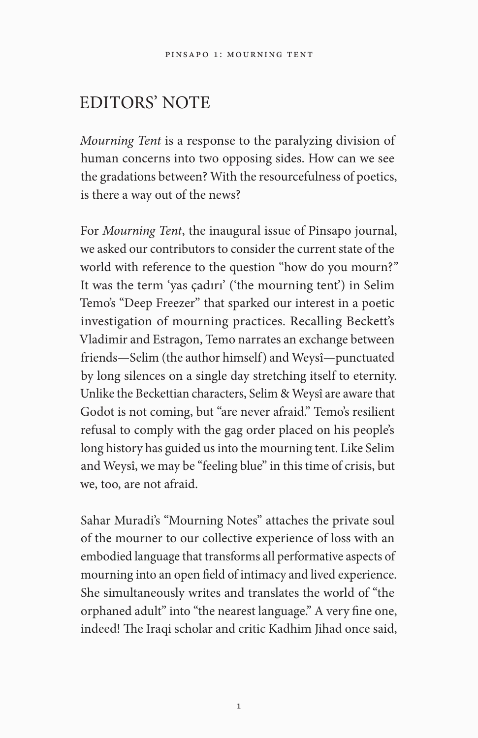# EDITORS' NOTE

*Mourning Tent* is a response to the paralyzing division of human concerns into two opposing sides. How can we see the gradations between? With the resourcefulness of poetics, is there a way out of the news?

For *Mourning Tent*, the inaugural issue of Pinsapo journal, we asked our contributors to consider the current state of the world with reference to the question "how do you mourn?" It was the term 'yas çadırı' ('the mourning tent') in Selim Temo's "Deep Freezer" that sparked our interest in a poetic investigation of mourning practices. Recalling Beckett's Vladimir and Estragon, Temo narrates an exchange between friends—Selim (the author himself) and Weysî—punctuated by long silences on a single day stretching itself to eternity. Unlike the Beckettian characters, Selim & Weysî are aware that Godot is not coming, but "are never afraid." Temo's resilient refusal to comply with the gag order placed on his people's long history has guided us into the mourning tent. Like Selim and Weysî, we may be "feeling blue" in this time of crisis, but we, too, are not afraid.

Sahar Muradi's "Mourning Notes" attaches the private soul of the mourner to our collective experience of loss with an embodied language that transforms all performative aspects of mourning into an open field of intimacy and lived experience. She simultaneously writes and translates the world of "the orphaned adult" into "the nearest language." A very fine one, indeed! The Iraqi scholar and critic Kadhim Jihad once said,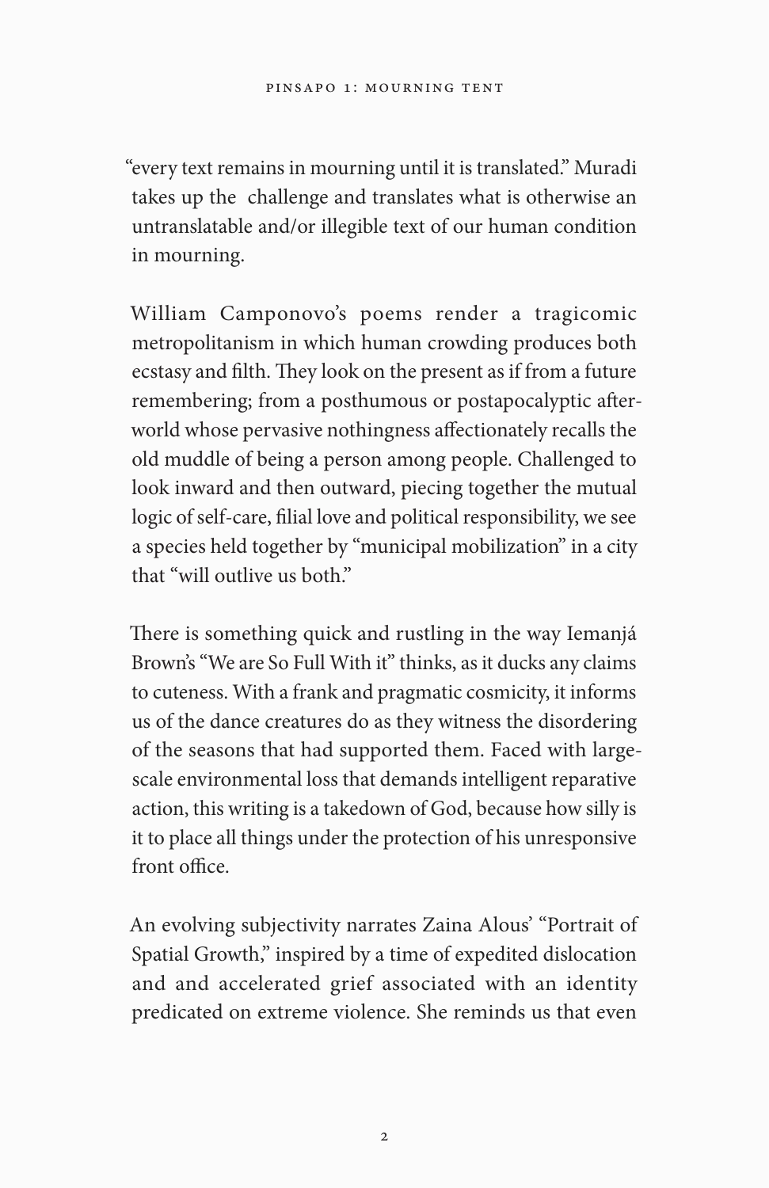"every text remains in mourning until it is translated." Muradi takes up the challenge and translates what is otherwise an untranslatable and/or illegible text of our human condition in mourning.

William Camponovo's poems render a tragicomic metropolitanism in which human crowding produces both ecstasy and filth. They look on the present as if from a future remembering; from a posthumous or postapocalyptic afterworld whose pervasive nothingness affectionately recalls the old muddle of being a person among people. Challenged to look inward and then outward, piecing together the mutual logic of self-care, filial love and political responsibility, we see a species held together by "municipal mobilization" in a city that "will outlive us both."

There is something quick and rustling in the way Iemanjá Brown's "We are So Full With it" thinks, as it ducks any claims to cuteness. With a frank and pragmatic cosmicity, it informs us of the dance creatures do as they witness the disordering of the seasons that had supported them. Faced with large-scale environmental loss that demands intelligent reparative action, this writing is a takedown of God, because how silly is it to place all things under the protection of his unresponsive front office.

An evolving subjectivity narrates Zaina Alous' "Portrait of Spatial Growth," inspired by a time of expedited dislocation and and accelerated grief associated with an identity predicated on extreme violence. She reminds us that even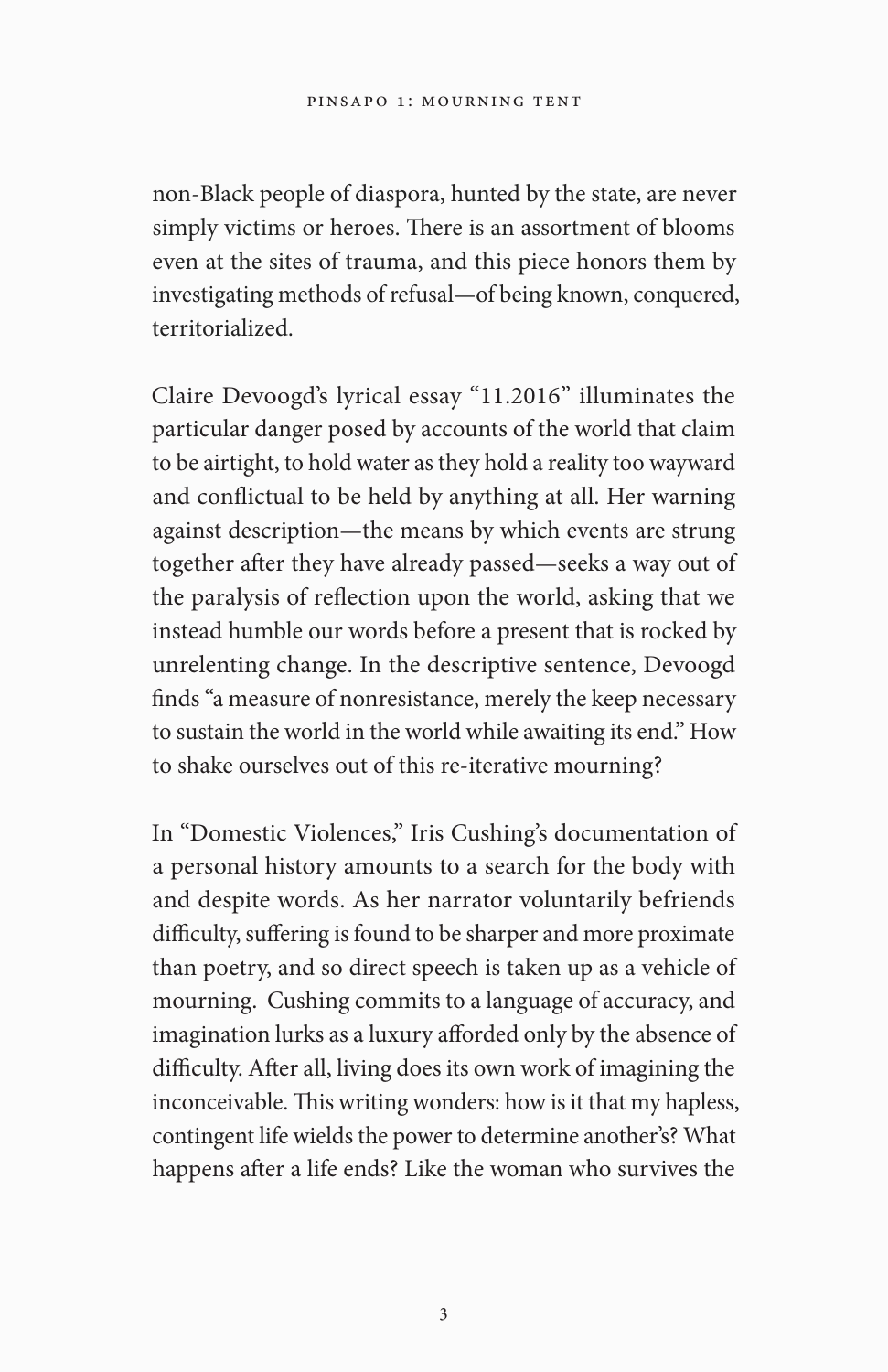non-Black people of diaspora, hunted by the state, are never simply victims or heroes. There is an assortment of blooms even at the sites of trauma, and this piece honors them by investigating methods of refusal—of being known, conquered, territorialized.

Claire Devoogd's lyrical essay "11.2016" illuminates the particular danger posed by accounts of the world that claim to be airtight, to hold water as they hold a reality too wayward and conflictual to be held by anything at all. Her warning against description—the means by which events are strung together after they have already passed—seeks a way out of the paralysis of reflection upon the world, asking that we instead humble our words before a present that is rocked by unrelenting change. In the descriptive sentence, Devoogd finds "a measure of nonresistance, merely the keep necessary to sustain the world in the world while awaiting its end." How to shake ourselves out of this re-iterative mourning?

In "Domestic Violences," Iris Cushing's documentation of a personal history amounts to a search for the body with and despite words. As her narrator voluntarily befriends difficulty, suffering is found to be sharper and more proximate than poetry, and so direct speech is taken up as a vehicle of mourning. Cushing commits to a language of accuracy, and imagination lurks as a luxury afforded only by the absence of difficulty. After all, living does its own work of imagining the inconceivable. This writing wonders: how is it that my hapless, contingent life wields the power to determine another's? What happens after a life ends? Like the woman who survives the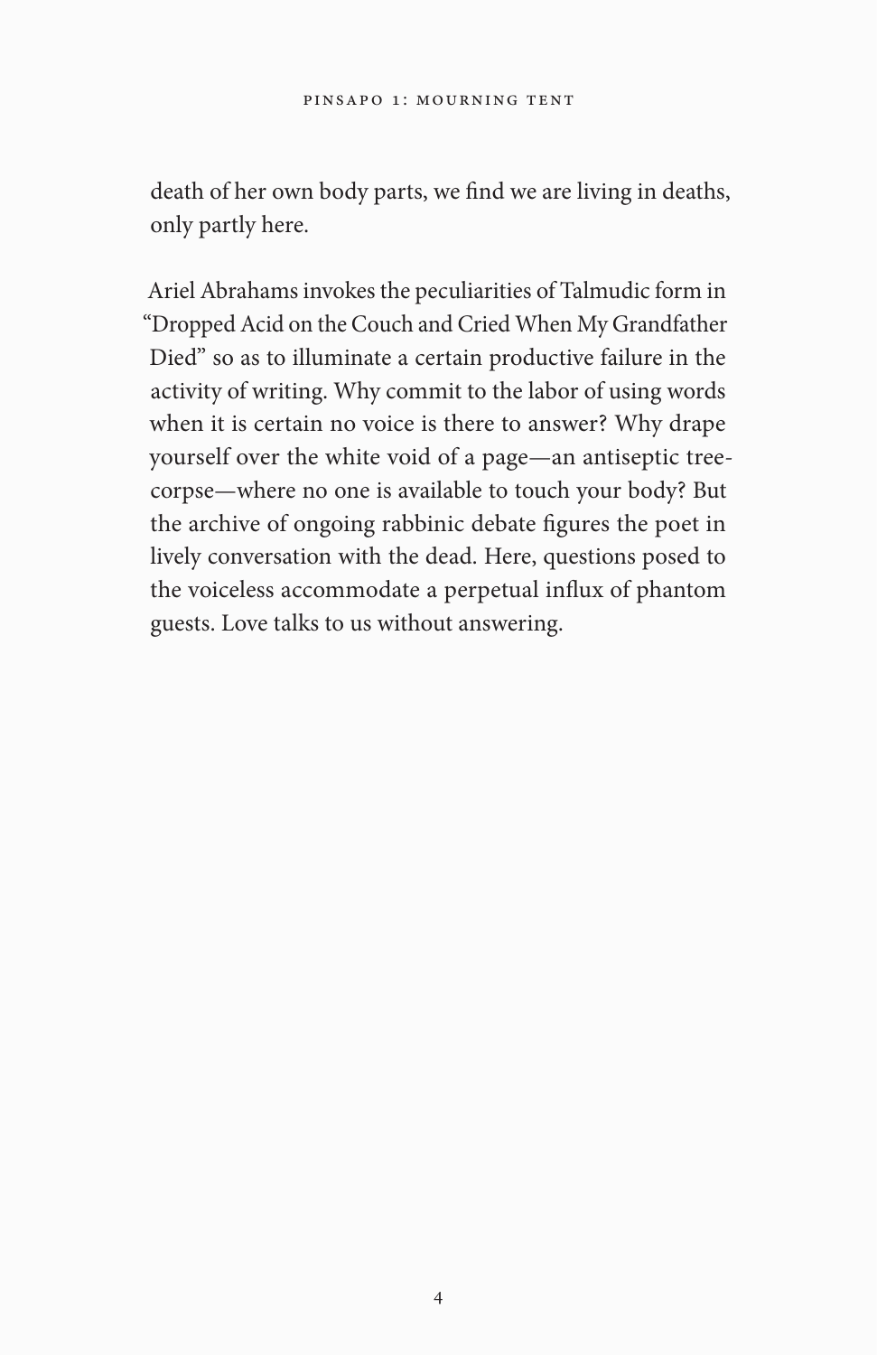death of her own body parts, we find we are living in deaths, only partly here.

Ariel Abrahams invokes the peculiarities of Talmudic form in "Dropped Acid on the Couch and Cried When My Grandfather Died" so as to illuminate a certain productive failure in the activity of writing. Why commit to the labor of using words when it is certain no voice is there to answer? Why drape yourself over the white void of a page—an antiseptic tree-corpse—where no one is available to touch your body? But the archive of ongoing rabbinic debate figures the poet in lively conversation with the dead. Here, questions posed to the voiceless accommodate a perpetual influx of phantom guests. Love talks to us without answering.